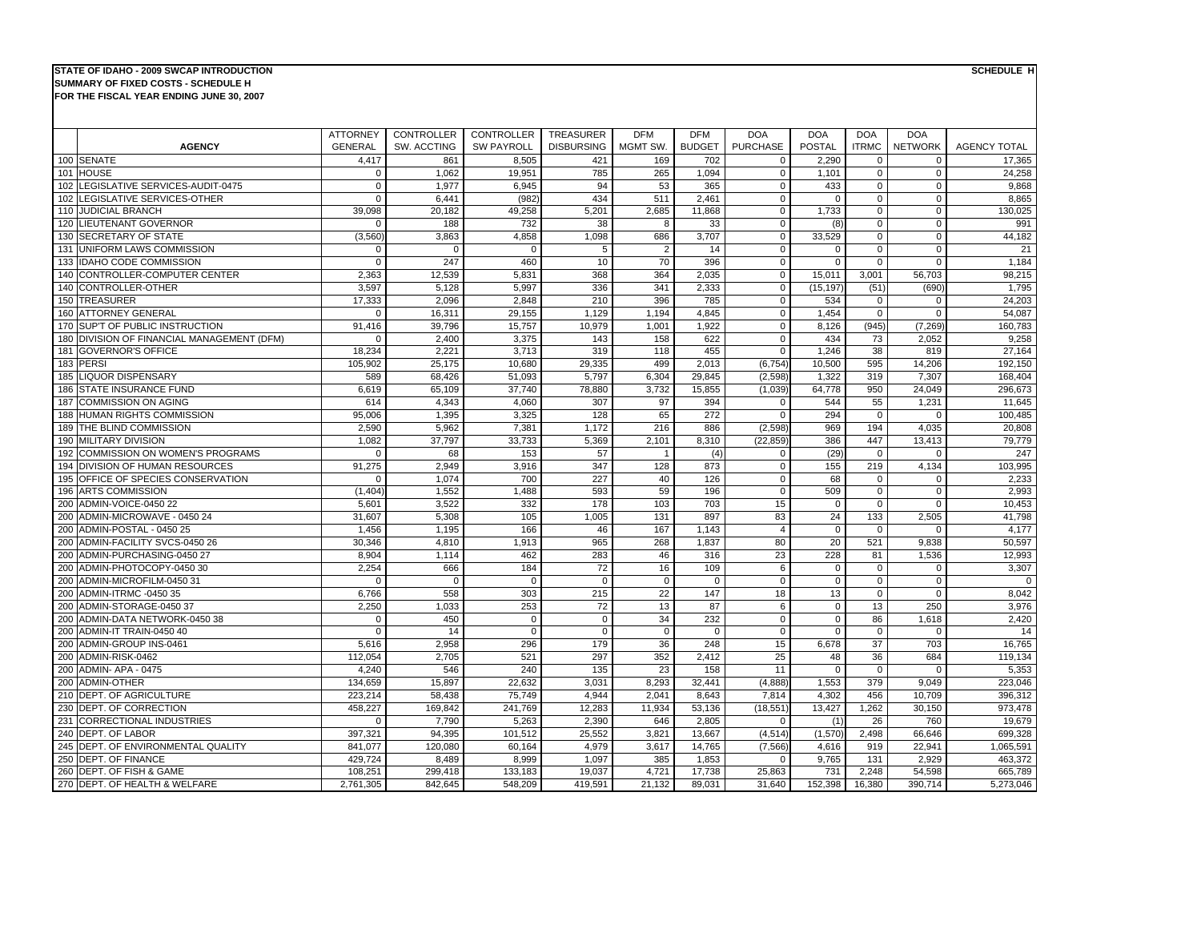**STATE OF IDAHO - 2009 SWCAP INTRODUCTION**
**SUMMARY OF FIXED COSTS - SCHEDULE H**
**FOR THE FISCAL YEAR ENDING JUNE 30, 2007**

**SCHEDULE H**

| | AGENCY | ATTORNEY GENERAL | CONTROLLER SW. ACCTING | CONTROLLER SW PAYROLL | TREASURER DISBURSING | DFM MGMT SW. | DFM BUDGET | DOA PURCHASE | DOA POSTAL | DOA ITRMC | DOA NETWORK | AGENCY TOTAL |
|---|---|---|---|---|---|---|---|---|---|---|---|---|
| 100 | SENATE | 4,417 | 861 | 8,505 | 421 | 169 | 702 | 0 | 2,290 | 0 | 0 | 17,365 |
| 101 | HOUSE | 0 | 1,062 | 19,951 | 785 | 265 | 1,094 | 0 | 1,101 | 0 | 0 | 24,258 |
| 102 | LEGISLATIVE SERVICES-AUDIT-0475 | 0 | 1,977 | 6,945 | 94 | 53 | 365 | 0 | 433 | 0 | 0 | 9,868 |
| 102 | LEGISLATIVE SERVICES-OTHER | 0 | 6,441 | (982) | 434 | 511 | 2,461 | 0 | 0 | 0 | 0 | 8,865 |
| 110 | JUDICIAL BRANCH | 39,098 | 20,182 | 49,258 | 5,201 | 2,685 | 11,868 | 0 | 1,733 | 0 | 0 | 130,025 |
| 120 | LIEUTENANT GOVERNOR | 0 | 188 | 732 | 38 | 8 | 33 | 0 | (8) | 0 | 0 | 991 |
| 130 | SECRETARY OF STATE | (3,560) | 3,863 | 4,858 | 1,098 | 686 | 3,707 | 0 | 33,529 | 0 | 0 | 44,182 |
| 131 | UNIFORM LAWS COMMISSION | 0 | 0 | 0 | 5 | 2 | 14 | 0 | 0 | 0 | 0 | 21 |
| 133 | IDAHO CODE COMMISSION | 0 | 247 | 460 | 10 | 70 | 396 | 0 | 0 | 0 | 0 | 1,184 |
| 140 | CONTROLLER-COMPUTER CENTER | 2,363 | 12,539 | 5,831 | 368 | 364 | 2,035 | 0 | 15,011 | 3,001 | 56,703 | 98,215 |
| 140 | CONTROLLER-OTHER | 3,597 | 5,128 | 5,997 | 336 | 341 | 2,333 | 0 | (15,197) | (51) | (690) | 1,795 |
| 150 | TREASURER | 17,333 | 2,096 | 2,848 | 210 | 396 | 785 | 0 | 534 | 0 | 0 | 24,203 |
| 160 | ATTORNEY GENERAL | 0 | 16,311 | 29,155 | 1,129 | 1,194 | 4,845 | 0 | 1,454 | 0 | 0 | 54,087 |
| 170 | SUP'T OF PUBLIC INSTRUCTION | 91,416 | 39,796 | 15,757 | 10,979 | 1,001 | 1,922 | 0 | 8,126 | (945) | (7,269) | 160,783 |
| 180 | DIVISION OF FINANCIAL MANAGEMENT (DFM) | 0 | 2,400 | 3,375 | 143 | 158 | 622 | 0 | 434 | 73 | 2,052 | 9,258 |
| 181 | GOVERNOR'S OFFICE | 18,234 | 2,221 | 3,713 | 319 | 118 | 455 | 0 | 1,246 | 38 | 819 | 27,164 |
| 183 | PERSI | 105,902 | 25,175 | 10,680 | 29,335 | 499 | 2,013 | (6,754) | 10,500 | 595 | 14,206 | 192,150 |
| 185 | LIQUOR DISPENSARY | 589 | 68,426 | 51,093 | 5,797 | 6,304 | 29,845 | (2,598) | 1,322 | 319 | 7,307 | 168,404 |
| 186 | STATE INSURANCE FUND | 6,619 | 65,109 | 37,740 | 78,880 | 3,732 | 15,855 | (1,039) | 64,778 | 950 | 24,049 | 296,673 |
| 187 | COMMISSION ON AGING | 614 | 4,343 | 4,060 | 307 | 97 | 394 | 0 | 544 | 55 | 1,231 | 11,645 |
| 188 | HUMAN RIGHTS COMMISSION | 95,006 | 1,395 | 3,325 | 128 | 65 | 272 | 0 | 294 | 0 | 0 | 100,485 |
| 189 | THE BLIND COMMISSION | 2,590 | 5,962 | 7,381 | 1,172 | 216 | 886 | (2,598) | 969 | 194 | 4,035 | 20,808 |
| 190 | MILITARY DIVISION | 1,082 | 37,797 | 33,733 | 5,369 | 2,101 | 8,310 | (22,859) | 386 | 447 | 13,413 | 79,779 |
| 192 | COMMISSION ON WOMEN'S PROGRAMS | 0 | 68 | 153 | 57 | 1 | (4) | 0 | (29) | 0 | 0 | 247 |
| 194 | DIVISION OF HUMAN RESOURCES | 91,275 | 2,949 | 3,916 | 347 | 128 | 873 | 0 | 155 | 219 | 4,134 | 103,995 |
| 195 | OFFICE OF SPECIES CONSERVATION | 0 | 1,074 | 700 | 227 | 40 | 126 | 0 | 68 | 0 | 0 | 2,233 |
| 196 | ARTS COMMISSION | (1,404) | 1,552 | 1,488 | 593 | 59 | 196 | 0 | 509 | 0 | 0 | 2,993 |
| 200 | ADMIN-VOICE-0450 22 | 5,601 | 3,522 | 332 | 178 | 103 | 703 | 15 | 0 | 0 | 0 | 10,453 |
| 200 | ADMIN-MICROWAVE - 0450 24 | 31,607 | 5,308 | 105 | 1,005 | 131 | 897 | 83 | 24 | 133 | 2,505 | 41,798 |
| 200 | ADMIN-POSTAL - 0450 25 | 1,456 | 1,195 | 166 | 46 | 167 | 1,143 | 4 | 0 | 0 | 0 | 4,177 |
| 200 | ADMIN-FACILITY SVCS-0450 26 | 30,346 | 4,810 | 1,913 | 965 | 268 | 1,837 | 80 | 20 | 521 | 9,838 | 50,597 |
| 200 | ADMIN-PURCHASING-0450 27 | 8,904 | 1,114 | 462 | 283 | 46 | 316 | 23 | 228 | 81 | 1,536 | 12,993 |
| 200 | ADMIN-PHOTOCOPY-0450 30 | 2,254 | 666 | 184 | 72 | 16 | 109 | 6 | 0 | 0 | 0 | 3,307 |
| 200 | ADMIN-MICROFILM-0450 31 | 0 | 0 | 0 | 0 | 0 | 0 | 0 | 0 | 0 | 0 | 0 |
| 200 | ADMIN-ITRMC -0450 35 | 6,766 | 558 | 303 | 215 | 22 | 147 | 18 | 13 | 0 | 0 | 8,042 |
| 200 | ADMIN-STORAGE-0450 37 | 2,250 | 1,033 | 253 | 72 | 13 | 87 | 6 | 0 | 13 | 250 | 3,976 |
| 200 | ADMIN-DATA NETWORK-0450 38 | 0 | 450 | 0 | 0 | 34 | 232 | 0 | 0 | 86 | 1,618 | 2,420 |
| 200 | ADMIN-IT TRAIN-0450 40 | 0 | 14 | 0 | 0 | 0 | 0 | 0 | 0 | 0 | 0 | 14 |
| 200 | ADMIN-GROUP INS-0461 | 5,616 | 2,958 | 296 | 179 | 36 | 248 | 15 | 6,678 | 37 | 703 | 16,765 |
| 200 | ADMIN-RISK-0462 | 112,054 | 2,705 | 521 | 297 | 352 | 2,412 | 25 | 48 | 36 | 684 | 119,134 |
| 200 | ADMIN- APA - 0475 | 4,240 | 546 | 240 | 135 | 23 | 158 | 11 | 0 | 0 | 0 | 5,353 |
| 200 | ADMIN-OTHER | 134,659 | 15,897 | 22,632 | 3,031 | 8,293 | 32,441 | (4,888) | 1,553 | 379 | 9,049 | 223,046 |
| 210 | DEPT. OF AGRICULTURE | 223,214 | 58,438 | 75,749 | 4,944 | 2,041 | 8,643 | 7,814 | 4,302 | 456 | 10,709 | 396,312 |
| 230 | DEPT. OF CORRECTION | 458,227 | 169,842 | 241,769 | 12,283 | 11,934 | 53,136 | (18,551) | 13,427 | 1,262 | 30,150 | 973,478 |
| 231 | CORRECTIONAL INDUSTRIES | 0 | 7,790 | 5,263 | 2,390 | 646 | 2,805 | 0 | (1) | 26 | 760 | 19,679 |
| 240 | DEPT. OF LABOR | 397,321 | 94,395 | 101,512 | 25,552 | 3,821 | 13,667 | (4,514) | (1,570) | 2,498 | 66,646 | 699,328 |
| 245 | DEPT. OF ENVIRONMENTAL QUALITY | 841,077 | 120,080 | 60,164 | 4,979 | 3,617 | 14,765 | (7,566) | 4,616 | 919 | 22,941 | 1,065,591 |
| 250 | DEPT. OF FINANCE | 429,724 | 8,489 | 8,999 | 1,097 | 385 | 1,853 | 0 | 9,765 | 131 | 2,929 | 463,372 |
| 260 | DEPT. OF FISH & GAME | 108,251 | 299,418 | 133,183 | 19,037 | 4,721 | 17,738 | 25,863 | 731 | 2,248 | 54,598 | 665,789 |
| 270 | DEPT. OF HEALTH & WELFARE | 2,761,305 | 842,645 | 548,209 | 419,591 | 21,132 | 89,031 | 31,640 | 152,398 | 16,380 | 390,714 | 5,273,046 |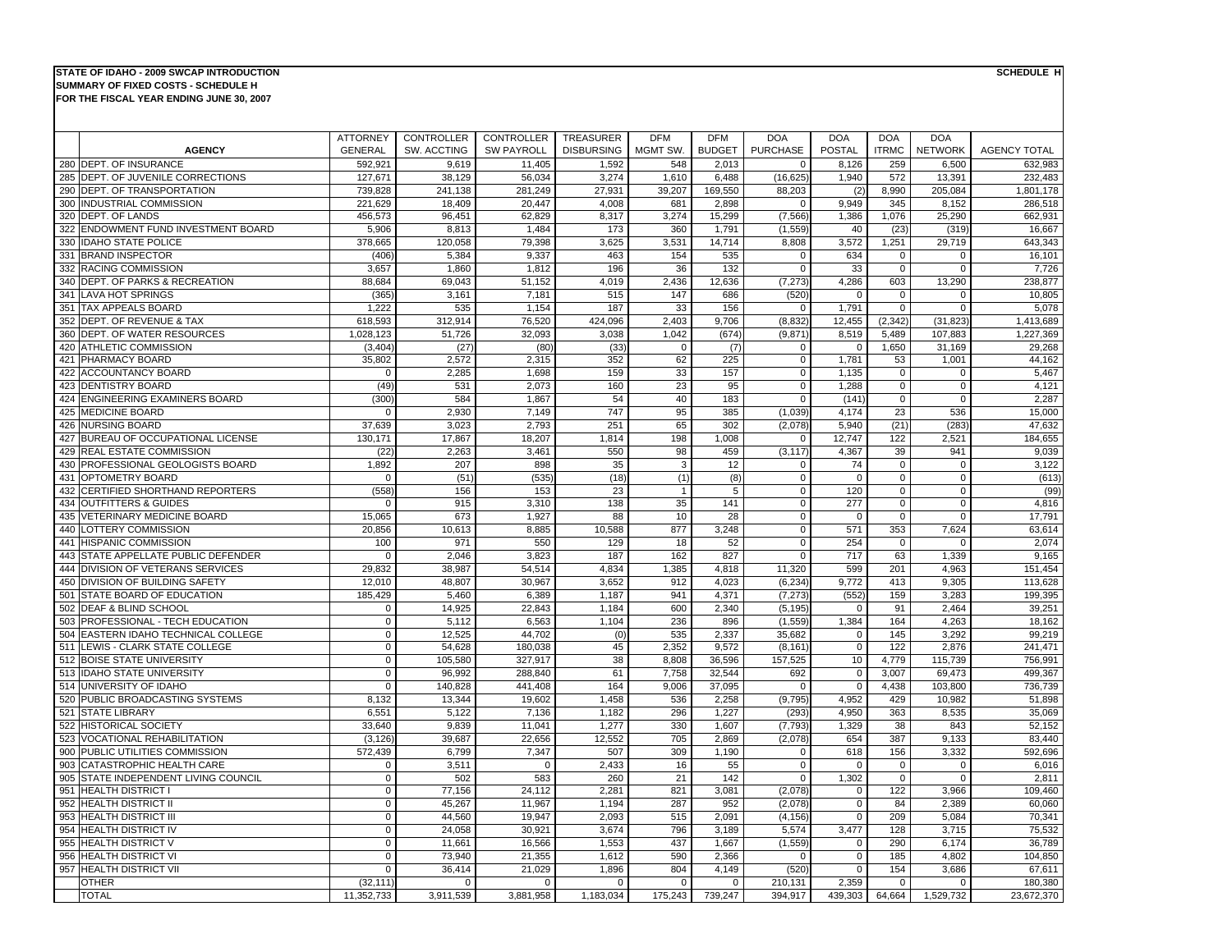**STATE OF IDAHO - 2009 SWCAP INTRODUCTION**
**SUMMARY OF FIXED COSTS - SCHEDULE H**
**FOR THE FISCAL YEAR ENDING JUNE 30, 2007**

**SCHEDULE H**

| | AGENCY | ATTORNEY GENERAL | CONTROLLER SW. ACCTING | CONTROLLER SW PAYROLL | TREASURER DISBURSING | DFM MGMT SW. | DFM BUDGET | DOA PURCHASE | DOA POSTAL | DOA ITRMC | DOA NETWORK | AGENCY TOTAL |
|---|---|---|---|---|---|---|---|---|---|---|---|---|
| 280 | DEPT. OF INSURANCE | 592,921 | 9,619 | 11,405 | 1,592 | 548 | 2,013 | 0 | 8,126 | 259 | 6,500 | 632,983 |
| 285 | DEPT. OF JUVENILE CORRECTIONS | 127,671 | 38,129 | 56,034 | 3,274 | 1,610 | 6,488 | (16,625) | 1,940 | 572 | 13,391 | 232,483 |
| 290 | DEPT. OF TRANSPORTATION | 739,828 | 241,138 | 281,249 | 27,931 | 39,207 | 169,550 | 88,203 | (2) | 8,990 | 205,084 | 1,801,178 |
| 300 | INDUSTRIAL COMMISSION | 221,629 | 18,409 | 20,447 | 4,008 | 681 | 2,898 | 0 | 9,949 | 345 | 8,152 | 286,518 |
| 320 | DEPT. OF LANDS | 456,573 | 96,451 | 62,829 | 8,317 | 3,274 | 15,299 | (7,566) | 1,386 | 1,076 | 25,290 | 662,931 |
| 322 | ENDOWMENT FUND INVESTMENT BOARD | 5,906 | 8,813 | 1,484 | 173 | 360 | 1,791 | (1,559) | 40 | (23) | (319) | 16,667 |
| 330 | IDAHO STATE POLICE | 378,665 | 120,058 | 79,398 | 3,625 | 3,531 | 14,714 | 8,808 | 3,572 | 1,251 | 29,719 | 643,343 |
| 331 | BRAND INSPECTOR | (406) | 5,384 | 9,337 | 463 | 154 | 535 | 0 | 634 | 0 | 0 | 16,101 |
| 332 | RACING COMMISSION | 3,657 | 1,860 | 1,812 | 196 | 36 | 132 | 0 | 33 | 0 | 0 | 7,726 |
| 340 | DEPT. OF PARKS & RECREATION | 88,684 | 69,043 | 51,152 | 4,019 | 2,436 | 12,636 | (7,273) | 4,286 | 603 | 13,290 | 238,877 |
| 341 | LAVA HOT SPRINGS | (365) | 3,161 | 7,181 | 515 | 147 | 686 | (520) | 0 | 0 | 0 | 10,805 |
| 351 | TAX APPEALS BOARD | 1,222 | 535 | 1,154 | 187 | 33 | 156 | 0 | 1,791 | 0 | 0 | 5,078 |
| 352 | DEPT. OF REVENUE & TAX | 618,593 | 312,914 | 76,520 | 424,096 | 2,403 | 9,706 | (8,832) | 12,455 | (2,342) | (31,823) | 1,413,689 |
| 360 | DEPT. OF WATER RESOURCES | 1,028,123 | 51,726 | 32,093 | 3,038 | 1,042 | (674) | (9,871) | 8,519 | 5,489 | 107,883 | 1,227,369 |
| 420 | ATHLETIC COMMISSION | (3,404) | (27) | (80) | (33) | 0 | (7) | 0 | 0 | 1,650 | 31,169 | 29,268 |
| 421 | PHARMACY BOARD | 35,802 | 2,572 | 2,315 | 352 | 62 | 225 | 0 | 1,781 | 53 | 1,001 | 44,162 |
| 422 | ACCOUNTANCY BOARD | 0 | 2,285 | 1,698 | 159 | 33 | 157 | 0 | 1,135 | 0 | 0 | 5,467 |
| 423 | DENTISTRY BOARD | (49) | 531 | 2,073 | 160 | 23 | 95 | 0 | 1,288 | 0 | 0 | 4,121 |
| 424 | ENGINEERING EXAMINERS BOARD | (300) | 584 | 1,867 | 54 | 40 | 183 | 0 | (141) | 0 | 0 | 2,287 |
| 425 | MEDICINE BOARD | 0 | 2,930 | 7,149 | 747 | 95 | 385 | (1,039) | 4,174 | 23 | 536 | 15,000 |
| 426 | NURSING BOARD | 37,639 | 3,023 | 2,793 | 251 | 65 | 302 | (2,078) | 5,940 | (21) | (283) | 47,632 |
| 427 | BUREAU OF OCCUPATIONAL LICENSE | 130,171 | 17,867 | 18,207 | 1,814 | 198 | 1,008 | 0 | 12,747 | 122 | 2,521 | 184,655 |
| 429 | REAL ESTATE COMMISSION | (22) | 2,263 | 3,461 | 550 | 98 | 459 | (3,117) | 4,367 | 39 | 941 | 9,039 |
| 430 | PROFESSIONAL GEOLOGISTS BOARD | 1,892 | 207 | 898 | 35 | 3 | 12 | 0 | 74 | 0 | 0 | 3,122 |
| 431 | OPTOMETRY BOARD | 0 | (51) | (535) | (18) | (1) | (8) | 0 | 0 | 0 | 0 | (613) |
| 432 | CERTIFIED SHORTHAND REPORTERS | (558) | 156 | 153 | 23 | 1 | 5 | 0 | 120 | 0 | 0 | (99) |
| 434 | OUTFITTERS & GUIDES | 0 | 915 | 3,310 | 138 | 35 | 141 | 0 | 277 | 0 | 0 | 4,816 |
| 435 | VETERINARY MEDICINE BOARD | 15,065 | 673 | 1,927 | 88 | 10 | 28 | 0 | 0 | 0 | 0 | 17,791 |
| 440 | LOTTERY COMMISSION | 20,856 | 10,613 | 8,885 | 10,588 | 877 | 3,248 | 0 | 571 | 353 | 7,624 | 63,614 |
| 441 | HISPANIC COMMISSION | 100 | 971 | 550 | 129 | 18 | 52 | 0 | 254 | 0 | 0 | 2,074 |
| 443 | STATE APPELLATE PUBLIC DEFENDER | 0 | 2,046 | 3,823 | 187 | 162 | 827 | 0 | 717 | 63 | 1,339 | 9,165 |
| 444 | DIVISION OF VETERANS SERVICES | 29,832 | 38,987 | 54,514 | 4,834 | 1,385 | 4,818 | 11,320 | 599 | 201 | 4,963 | 151,454 |
| 450 | DIVISION OF BUILDING SAFETY | 12,010 | 48,807 | 30,967 | 3,652 | 912 | 4,023 | (6,234) | 9,772 | 413 | 9,305 | 113,628 |
| 501 | STATE BOARD OF EDUCATION | 185,429 | 5,460 | 6,389 | 1,187 | 941 | 4,371 | (7,273) | (552) | 159 | 3,283 | 199,395 |
| 502 | DEAF & BLIND SCHOOL | 0 | 14,925 | 22,843 | 1,184 | 600 | 2,340 | (5,195) | 0 | 91 | 2,464 | 39,251 |
| 503 | PROFESSIONAL - TECH EDUCATION | 0 | 5,112 | 6,563 | 1,104 | 236 | 896 | (1,559) | 1,384 | 164 | 4,263 | 18,162 |
| 504 | EASTERN IDAHO TECHNICAL COLLEGE | 0 | 12,525 | 44,702 | (0) | 535 | 2,337 | 35,682 | 0 | 145 | 3,292 | 99,219 |
| 511 | LEWIS - CLARK STATE COLLEGE | 0 | 54,628 | 180,038 | 45 | 2,352 | 9,572 | (8,161) | 0 | 122 | 2,876 | 241,471 |
| 512 | BOISE STATE UNIVERSITY | 0 | 105,580 | 327,917 | 38 | 8,808 | 36,596 | 157,525 | 10 | 4,779 | 115,739 | 756,991 |
| 513 | IDAHO STATE UNIVERSITY | 0 | 96,992 | 288,840 | 61 | 7,758 | 32,544 | 692 | 0 | 3,007 | 69,473 | 499,367 |
| 514 | UNIVERSITY OF IDAHO | 0 | 140,828 | 441,408 | 164 | 9,006 | 37,095 | 0 | 0 | 4,438 | 103,800 | 736,739 |
| 520 | PUBLIC BROADCASTING SYSTEMS | 8,132 | 13,344 | 19,602 | 1,458 | 536 | 2,258 | (9,795) | 4,952 | 429 | 10,982 | 51,898 |
| 521 | STATE LIBRARY | 6,551 | 5,122 | 7,136 | 1,182 | 296 | 1,227 | (293) | 4,950 | 363 | 8,535 | 35,069 |
| 522 | HISTORICAL SOCIETY | 33,640 | 9,839 | 11,041 | 1,277 | 330 | 1,607 | (7,793) | 1,329 | 38 | 843 | 52,152 |
| 523 | VOCATIONAL REHABILITATION | (3,126) | 39,687 | 22,656 | 12,552 | 705 | 2,869 | (2,078) | 654 | 387 | 9,133 | 83,440 |
| 900 | PUBLIC UTILITIES COMMISSION | 572,439 | 6,799 | 7,347 | 507 | 309 | 1,190 | 0 | 618 | 156 | 3,332 | 592,696 |
| 903 | CATASTROPHIC HEALTH CARE | 0 | 3,511 | 0 | 2,433 | 16 | 55 | 0 | 0 | 0 | 0 | 6,016 |
| 905 | STATE INDEPENDENT LIVING COUNCIL | 0 | 502 | 583 | 260 | 21 | 142 | 0 | 1,302 | 0 | 0 | 2,811 |
| 951 | HEALTH DISTRICT I | 0 | 77,156 | 24,112 | 2,281 | 821 | 3,081 | (2,078) | 0 | 122 | 3,966 | 109,460 |
| 952 | HEALTH DISTRICT II | 0 | 45,267 | 11,967 | 1,194 | 287 | 952 | (2,078) | 0 | 84 | 2,389 | 60,060 |
| 953 | HEALTH DISTRICT III | 0 | 44,560 | 19,947 | 2,093 | 515 | 2,091 | (4,156) | 0 | 209 | 5,084 | 70,341 |
| 954 | HEALTH DISTRICT IV | 0 | 24,058 | 30,921 | 3,674 | 796 | 3,189 | 5,574 | 3,477 | 128 | 3,715 | 75,532 |
| 955 | HEALTH DISTRICT V | 0 | 11,661 | 16,566 | 1,553 | 437 | 1,667 | (1,559) | 0 | 290 | 6,174 | 36,789 |
| 956 | HEALTH DISTRICT VI | 0 | 73,940 | 21,355 | 1,612 | 590 | 2,366 | 0 | 0 | 185 | 4,802 | 104,850 |
| 957 | HEALTH DISTRICT VII | 0 | 36,414 | 21,029 | 1,896 | 804 | 4,149 | (520) | 0 | 154 | 3,686 | 67,611 |
| | OTHER | (32,111) | 0 | 0 | 0 | 0 | 0 | 210,131 | 2,359 | 0 | 0 | 180,380 |
| | TOTAL | 11,352,733 | 3,911,539 | 3,881,958 | 1,183,034 | 175,243 | 739,247 | 394,917 | 439,303 | 64,664 | 1,529,732 | 23,672,370 |